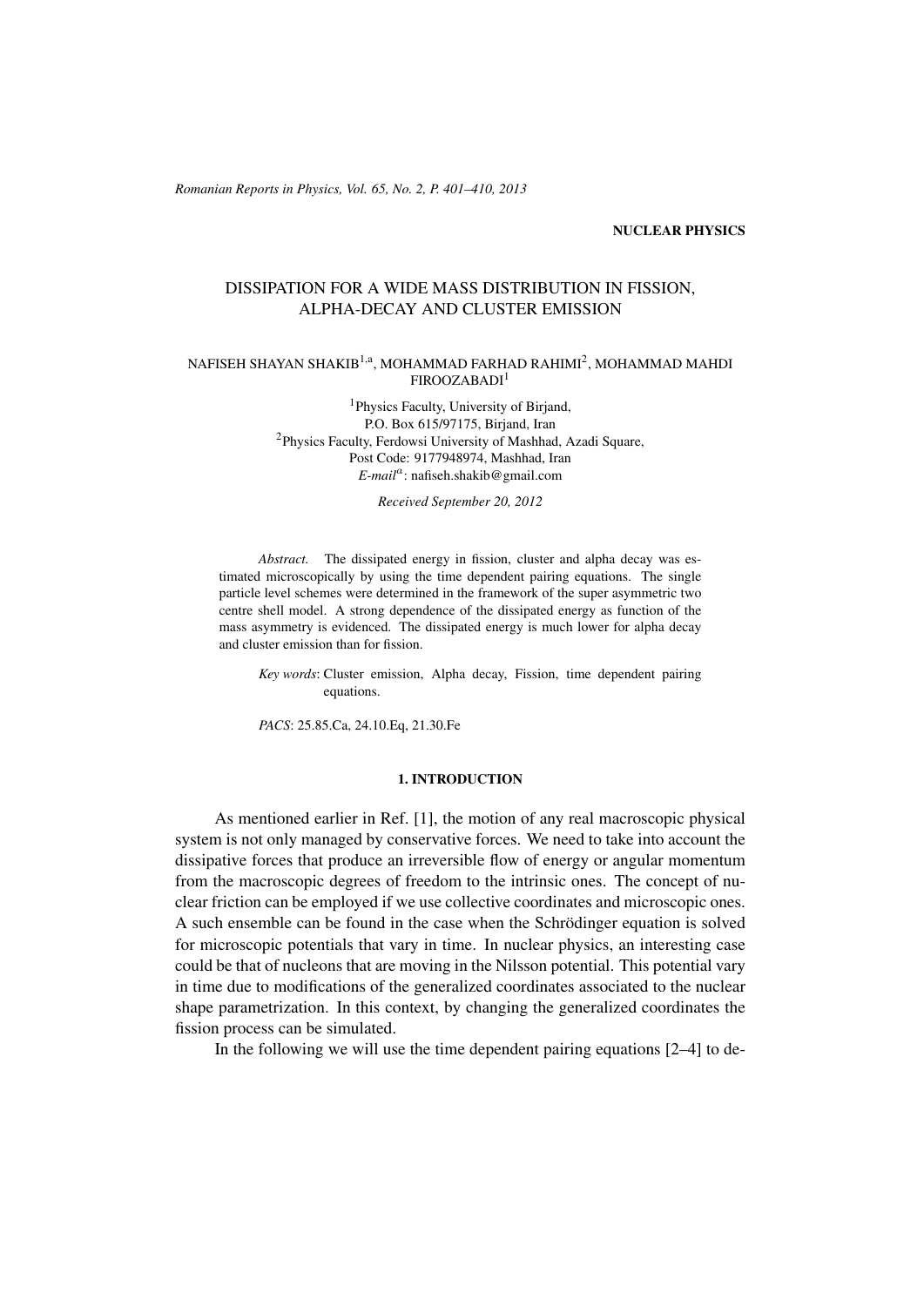NUCLEAR PHYSICS

# DISSIPATION FOR A WIDE MASS DISTRIBUTION IN FISSION, ALPHA-DECAY AND CLUSTER EMISSION

NAFISEH SHAYAN SHAKIB[1,a], MOHAMMAD FARHAD RAHIMI[2], MOHAMMAD MAHDI FIROOZABADI[1]

[1]Physics Faculty, University of Birjand,
P.O. Box 615/97175, Birjand, Iran
[2]Physics Faculty, Ferdowsi University of Mashhad, Azadi Square,
Post Code: 9177948974, Mashhad, Iran
*E-mail*[a]: nafiseh.shakib@gmail.com

*Received September 20, 2012*

*Abstract.* The dissipated energy in fission, cluster and alpha decay was estimated microscopically by using the time dependent pairing equations. The single particle level schemes were determined in the framework of the super asymmetric two centre shell model. A strong dependence of the dissipated energy as function of the mass asymmetry is evidenced. The dissipated energy is much lower for alpha decay and cluster emission than for fission.

*Key words*: Cluster emission, Alpha decay, Fission, time dependent pairing equations.

*PACS*: 25.85.Ca, 24.10.Eq, 21.30.Fe

## 1. INTRODUCTION

As mentioned earlier in Ref. [1], the motion of any real macroscopic physical system is not only managed by conservative forces. We need to take into account the dissipative forces that produce an irreversible flow of energy or angular momentum from the macroscopic degrees of freedom to the intrinsic ones. The concept of nuclear friction can be employed if we use collective coordinates and microscopic ones. A such ensemble can be found in the case when the Schrödinger equation is solved for microscopic potentials that vary in time. In nuclear physics, an interesting case could be that of nucleons that are moving in the Nilsson potential. This potential vary in time due to modifications of the generalized coordinates associated to the nuclear shape parametrization. In this context, by changing the generalized coordinates the fission process can be simulated.

In the following we will use the time dependent pairing equations [2–4] to de-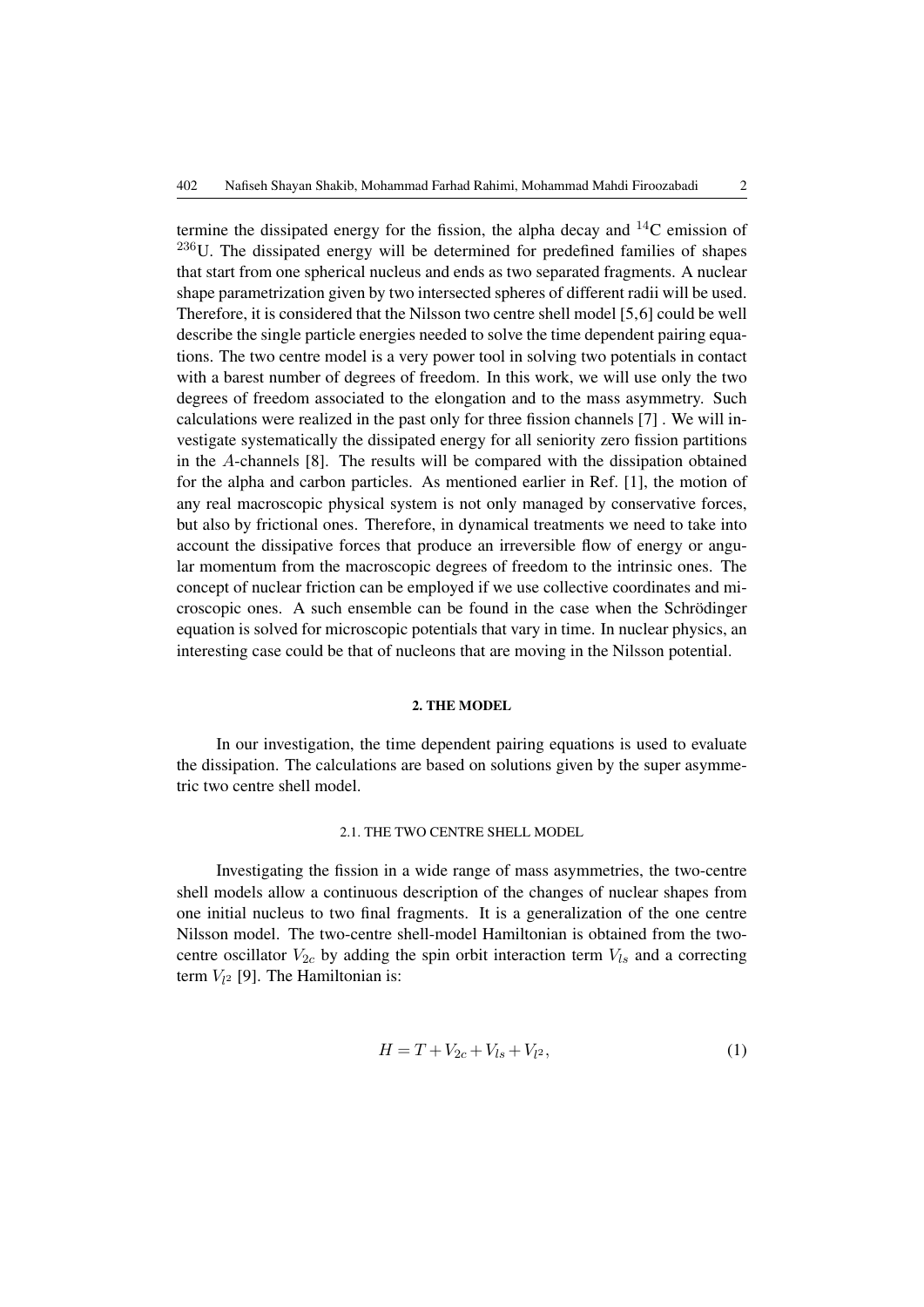termine the dissipated energy for the fission, the alpha decay and $^{14}$C emission of $^{236}$U. The dissipated energy will be determined for predefined families of shapes that start from one spherical nucleus and ends as two separated fragments. A nuclear shape parametrization given by two intersected spheres of different radii will be used. Therefore, it is considered that the Nilsson two centre shell model [5,6] could be well describe the single particle energies needed to solve the time dependent pairing equations. The two centre model is a very power tool in solving two potentials in contact with a barest number of degrees of freedom. In this work, we will use only the two degrees of freedom associated to the elongation and to the mass asymmetry. Such calculations were realized in the past only for three fission channels [7] . We will investigate systematically the dissipated energy for all seniority zero fission partitions in the $A$-channels [8]. The results will be compared with the dissipation obtained for the alpha and carbon particles. As mentioned earlier in Ref. [1], the motion of any real macroscopic physical system is not only managed by conservative forces, but also by frictional ones. Therefore, in dynamical treatments we need to take into account the dissipative forces that produce an irreversible flow of energy or angular momentum from the macroscopic degrees of freedom to the intrinsic ones. The concept of nuclear friction can be employed if we use collective coordinates and microscopic ones. A such ensemble can be found in the case when the Schrödinger equation is solved for microscopic potentials that vary in time. In nuclear physics, an interesting case could be that of nucleons that are moving in the Nilsson potential.

## 2. THE MODEL

In our investigation, the time dependent pairing equations is used to evaluate the dissipation. The calculations are based on solutions given by the super asymmetric two centre shell model.

### 2.1. THE TWO CENTRE SHELL MODEL

Investigating the fission in a wide range of mass asymmetries, the two-centre shell models allow a continuous description of the changes of nuclear shapes from one initial nucleus to two final fragments. It is a generalization of the one centre Nilsson model. The two-centre shell-model Hamiltonian is obtained from the two-centre oscillator $V_{2c}$ by adding the spin orbit interaction term $V_{ls}$ and a correcting term $V_{l^2}$ [9]. The Hamiltonian is:

$$H = T + V_{2c} + V_{ls} + V_{l^2}, \tag{1}$$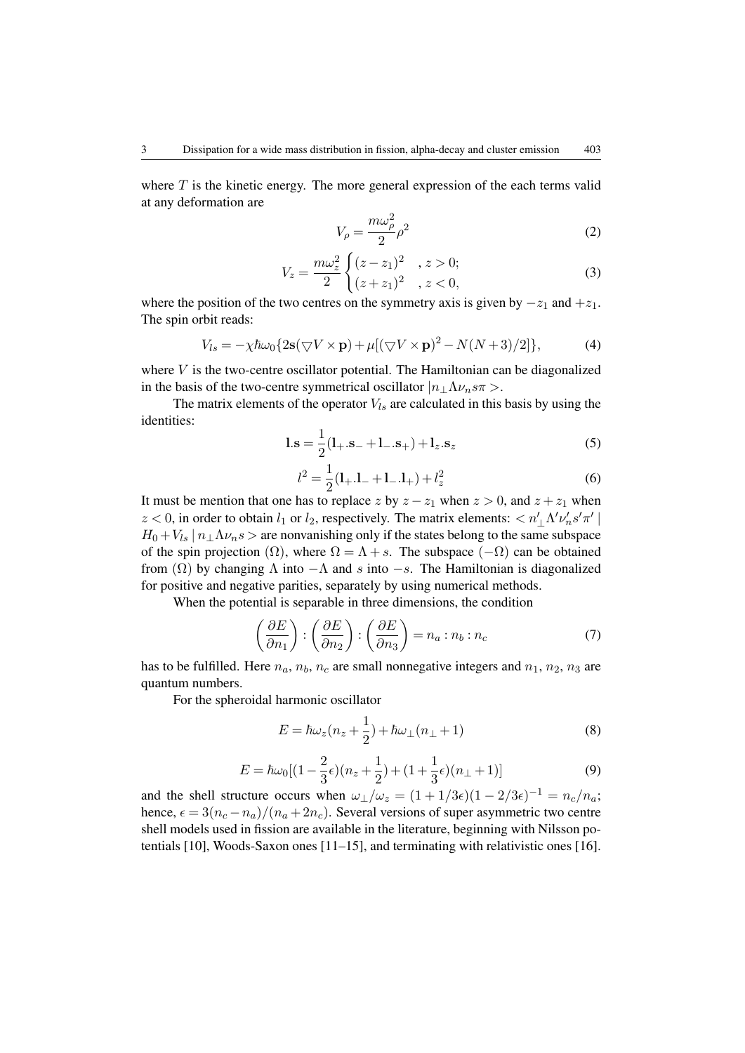where $T$ is the kinetic energy. The more general expression of the each terms valid at any deformation are

$$V_\rho = \frac{m\omega_\rho^2}{2}\rho^2 \tag{2}$$

$$V_z = \frac{m\omega_z^2}{2}\begin{cases}(z-z_1)^2 & , z>0;\\ (z+z_1)^2 & , z<0,\end{cases} \tag{3}$$

where the position of the two centres on the symmetry axis is given by $-z_1$ and $+z_1$. The spin orbit reads:

$$V_{ls} = -\chi\hbar\omega_0\{2\mathbf{s}(\bigtriangledown V\times\mathbf{p}) + \mu[(\bigtriangledown V\times\mathbf{p})^2 - N(N+3)/2]\}, \tag{4}$$

where $V$ is the two-centre oscillator potential. The Hamiltonian can be diagonalized in the basis of the two-centre symmetrical oscillator $|n_\perp\Lambda\nu_n s\pi>$.

The matrix elements of the operator $V_{ls}$ are calculated in this basis by using the identities:

$$\mathbf{l}.\mathbf{s} = \frac{1}{2}(\mathbf{l}_+.\mathbf{s}_- + \mathbf{l}_-.\mathbf{s}_+) + \mathbf{l}_z.\mathbf{s}_z \tag{5}$$

$$l^2 = \frac{1}{2}(\mathbf{l}_+.\mathbf{l}_- + \mathbf{l}_-.\mathbf{l}_+) + l_z^2 \tag{6}$$

It must be mention that one has to replace $z$ by $z-z_1$ when $z>0$, and $z+z_1$ when $z<0$, in order to obtain $l_1$ or $l_2$, respectively. The matrix elements: $< n'_\perp\Lambda'\nu'_n s'\pi' \mid H_0 + V_{ls} \mid n_\perp\Lambda\nu_n s >$ are nonvanishing only if the states belong to the same subspace of the spin projection $(\Omega)$, where $\Omega = \Lambda + s$. The subspace $(-\Omega)$ can be obtained from $(\Omega)$ by changing $\Lambda$ into $-\Lambda$ and $s$ into $-s$. The Hamiltonian is diagonalized for positive and negative parities, separately by using numerical methods.

When the potential is separable in three dimensions, the condition

$$\left(\frac{\partial E}{\partial n_1}\right) : \left(\frac{\partial E}{\partial n_2}\right) : \left(\frac{\partial E}{\partial n_3}\right) = n_a : n_b : n_c \tag{7}$$

has to be fulfilled. Here $n_a$, $n_b$, $n_c$ are small nonnegative integers and $n_1$, $n_2$, $n_3$ are quantum numbers.

For the spheroidal harmonic oscillator

$$E = \hbar\omega_z(n_z + \frac{1}{2}) + \hbar\omega_\perp(n_\perp + 1) \tag{8}$$

$$E = \hbar\omega_0[(1 - \frac{2}{3}\epsilon)(n_z + \frac{1}{2}) + (1 + \frac{1}{3}\epsilon)(n_\perp + 1)] \tag{9}$$

and the shell structure occurs when $\omega_\perp/\omega_z = (1+1/3\epsilon)(1-2/3\epsilon)^{-1} = n_c/n_a$; hence, $\epsilon = 3(n_c - n_a)/(n_a + 2n_c)$. Several versions of super asymmetric two centre shell models used in fission are available in the literature, beginning with Nilsson potentials [10], Woods-Saxon ones [11–15], and terminating with relativistic ones [16].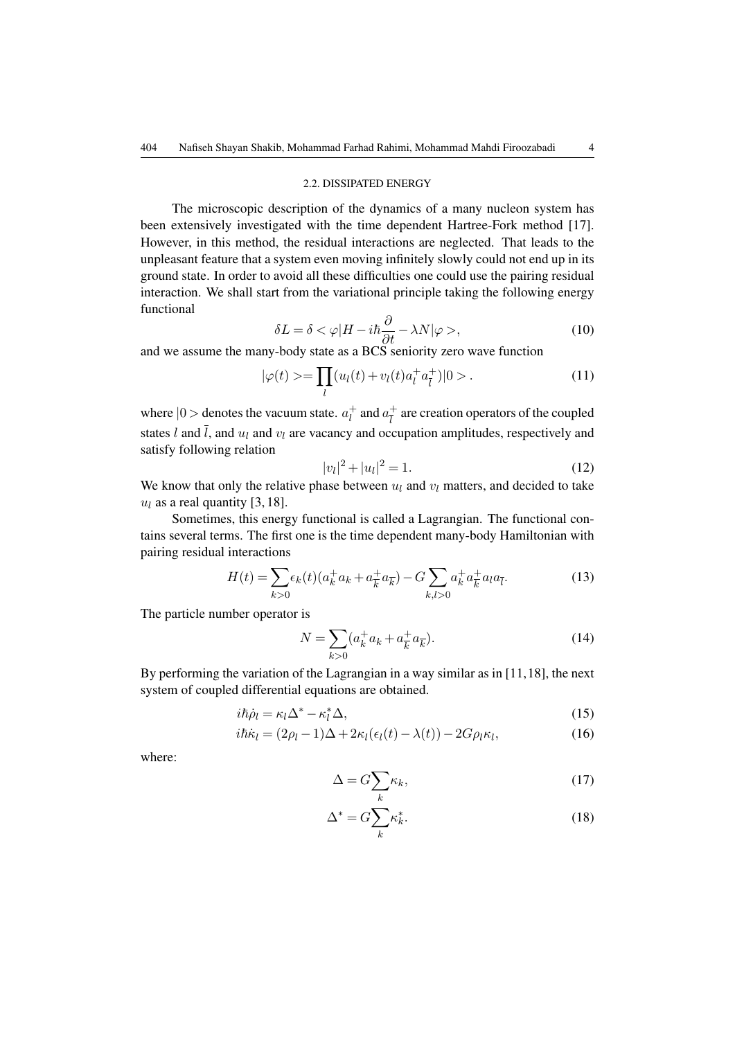### 2.2. DISSIPATED ENERGY

The microscopic description of the dynamics of a many nucleon system has been extensively investigated with the time dependent Hartree-Fork method [17]. However, in this method, the residual interactions are neglected. That leads to the unpleasant feature that a system even moving infinitely slowly could not end up in its ground state. In order to avoid all these difficulties one could use the pairing residual interaction. We shall start from the variational principle taking the following energy functional

$$\delta L = \delta < \varphi | H - i\hbar \frac{\partial}{\partial t} - \lambda N | \varphi >, \tag{10}$$

and we assume the many-body state as a BCS seniority zero wave function

$$|\varphi(t)> = \prod_l (u_l(t) + v_l(t) a_l^+ a_{\bar{l}}^+)|0> . \tag{11}$$

where $|0>$ denotes the vacuum state. $a_l^+$ and $a_{\bar{l}}^+$ are creation operators of the coupled states $l$ and $\bar{l}$, and $u_l$ and $v_l$ are vacancy and occupation amplitudes, respectively and satisfy following relation

$$|v_l|^2 + |u_l|^2 = 1. \tag{12}$$

We know that only the relative phase between $u_l$ and $v_l$ matters, and decided to take $u_l$ as a real quantity [3, 18].

Sometimes, this energy functional is called a Lagrangian. The functional contains several terms. The first one is the time dependent many-body Hamiltonian with pairing residual interactions

$$H(t) = \sum_{k>0} \epsilon_k(t)(a_k^+ a_k + a_{\bar{k}}^+ a_{\bar{k}}) - G \sum_{k,l>0} a_k^+ a_{\bar{k}}^+ a_l a_{\bar{l}}. \tag{13}$$

The particle number operator is

$$N = \sum_{k>0} (a_k^+ a_k + a_{\bar{k}}^+ a_{\bar{k}}). \tag{14}$$

By performing the variation of the Lagrangian in a way similar as in [11, 18], the next system of coupled differential equations are obtained.

$$i\hbar \dot{\rho}_l = \kappa_l \Delta^* - \kappa_l^* \Delta, \tag{15}$$

$$i\hbar \dot{\kappa}_l = (2\rho_l - 1)\Delta + 2\kappa_l(\epsilon_l(t) - \lambda(t)) - 2G\rho_l \kappa_l, \tag{16}$$

where:

$$\Delta = G \sum_k \kappa_k, \tag{17}$$

$$\Delta^* = G \sum_k \kappa_k^*. \tag{18}$$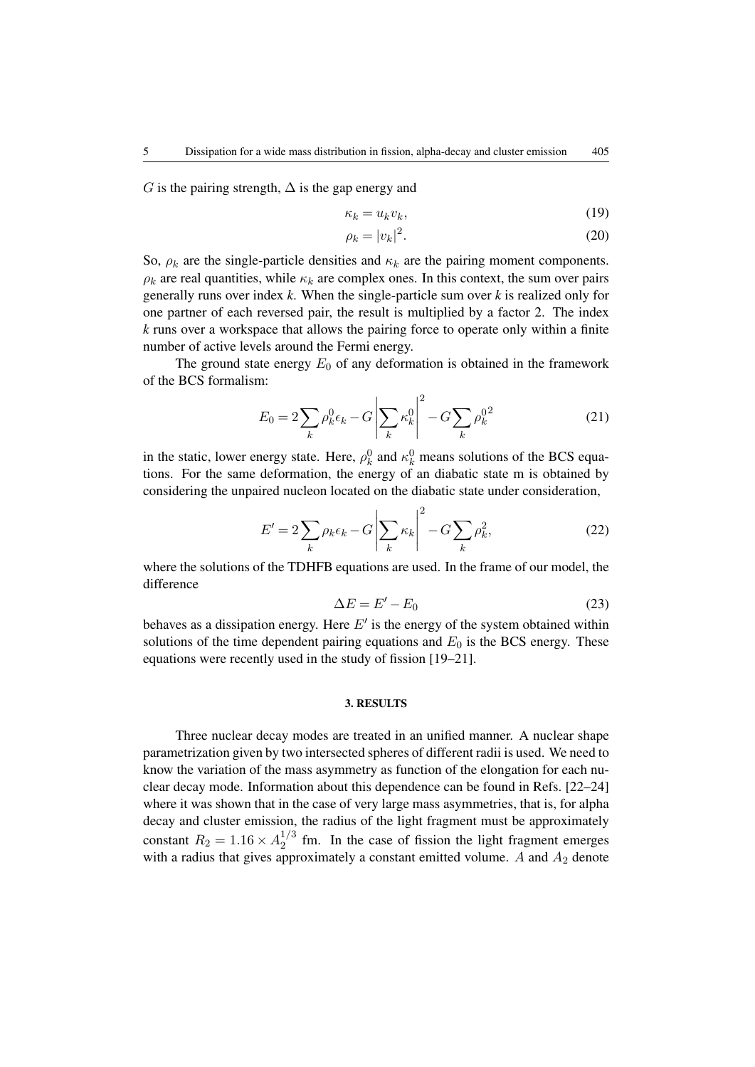$G$ is the pairing strength, $\Delta$ is the gap energy and

$$\kappa_k = u_k v_k, \tag{19}$$

$$\rho_k = |v_k|^2. \tag{20}$$

So, $\rho_k$ are the single-particle densities and $\kappa_k$ are the pairing moment components. $\rho_k$ are real quantities, while $\kappa_k$ are complex ones. In this context, the sum over pairs generally runs over index *k*. When the single-particle sum over *k* is realized only for one partner of each reversed pair, the result is multiplied by a factor 2. The index *k* runs over a workspace that allows the pairing force to operate only within a finite number of active levels around the Fermi energy.

The ground state energy $E_0$ of any deformation is obtained in the framework of the BCS formalism:

$$E_0 = 2\sum_k \rho_k^0 \epsilon_k - G\left|\sum_k \kappa_k^0\right|^2 - G\sum_k {\rho_k^0}^2 \tag{21}$$

in the static, lower energy state. Here, $\rho_k^0$ and $\kappa_k^0$ means solutions of the BCS equations. For the same deformation, the energy of an diabatic state m is obtained by considering the unpaired nucleon located on the diabatic state under consideration,

$$E' = 2\sum_k \rho_k \epsilon_k - G\left|\sum_k \kappa_k\right|^2 - G\sum_k \rho_k^2, \tag{22}$$

where the solutions of the TDHFB equations are used. In the frame of our model, the difference

$$\Delta E = E' - E_0 \tag{23}$$

behaves as a dissipation energy. Here $E'$ is the energy of the system obtained within solutions of the time dependent pairing equations and $E_0$ is the BCS energy. These equations were recently used in the study of fission [19–21].

## 3. RESULTS

Three nuclear decay modes are treated in an unified manner. A nuclear shape parametrization given by two intersected spheres of different radii is used. We need to know the variation of the mass asymmetry as function of the elongation for each nuclear decay mode. Information about this dependence can be found in Refs. [22–24] where it was shown that in the case of very large mass asymmetries, that is, for alpha decay and cluster emission, the radius of the light fragment must be approximately constant $R_2 = 1.16 \times A_2^{1/3}$ fm. In the case of fission the light fragment emerges with a radius that gives approximately a constant emitted volume. $A$ and $A_2$ denote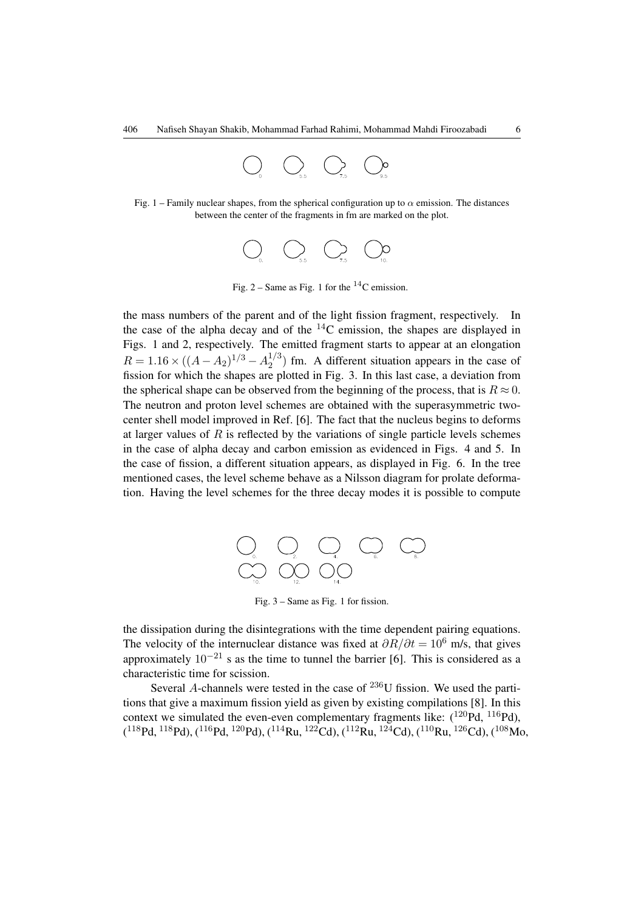Fig. 1 – Family nuclear shapes, from the spherical configuration up to $\alpha$ emission. The distances between the center of the fragments in fm are marked on the plot.

Fig. 2 – Same as Fig. 1 for the $^{14}$C emission.

the mass numbers of the parent and of the light fission fragment, respectively. In the case of the alpha decay and of the $^{14}$C emission, the shapes are displayed in Figs. 1 and 2, respectively. The emitted fragment starts to appear at an elongation $R = 1.16 \times ((A - A_2)^{1/3} - A_2^{1/3})$ fm. A different situation appears in the case of fission for which the shapes are plotted in Fig. 3. In this last case, a deviation from the spherical shape can be observed from the beginning of the process, that is $R \approx 0$. The neutron and proton level schemes are obtained with the superasymmetric two-center shell model improved in Ref. [6]. The fact that the nucleus begins to deforms at larger values of $R$ is reflected by the variations of single particle levels schemes in the case of alpha decay and carbon emission as evidenced in Figs. 4 and 5. In the case of fission, a different situation appears, as displayed in Fig. 6. In the tree mentioned cases, the level scheme behave as a Nilsson diagram for prolate deformation. Having the level schemes for the three decay modes it is possible to compute

Fig. 3 – Same as Fig. 1 for fission.

the dissipation during the disintegrations with the time dependent pairing equations. The velocity of the internuclear distance was fixed at $\partial R/\partial t = 10^6$ m/s, that gives approximately $10^{-21}$ s as the time to tunnel the barrier [6]. This is considered as a characteristic time for scission.

Several $A$-channels were tested in the case of $^{236}$U fission. We used the partitions that give a maximum fission yield as given by existing compilations [8]. In this context we simulated the even-even complementary fragments like: ($^{120}$Pd, $^{116}$Pd), ($^{118}$Pd, $^{118}$Pd), ($^{116}$Pd, $^{120}$Pd), ($^{114}$Ru, $^{122}$Cd), ($^{112}$Ru, $^{124}$Cd), ($^{110}$Ru, $^{126}$Cd), ($^{108}$Mo,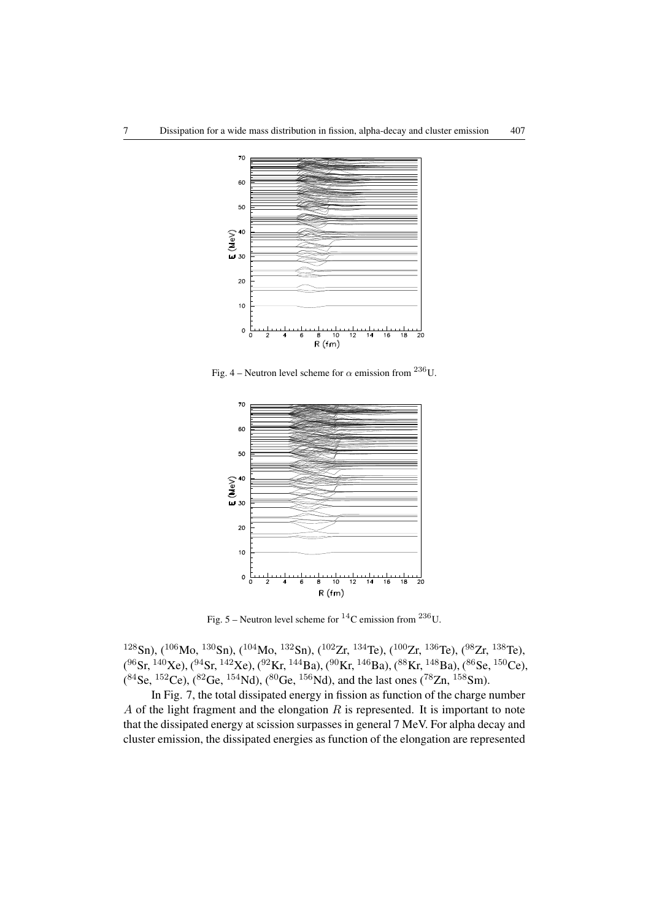Fig. 4 – Neutron level scheme for $\alpha$ emission from $^{236}$U.

Fig. 5 – Neutron level scheme for $^{14}$C emission from $^{236}$U.

$^{128}$Sn), ($^{106}$Mo, $^{130}$Sn), ($^{104}$Mo, $^{132}$Sn), ($^{102}$Zr, $^{134}$Te), ($^{100}$Zr, $^{136}$Te), ($^{98}$Zr, $^{138}$Te), ($^{96}$Sr, $^{140}$Xe), ($^{94}$Sr, $^{142}$Xe), ($^{92}$Kr, $^{144}$Ba), ($^{90}$Kr, $^{146}$Ba), ($^{88}$Kr, $^{148}$Ba), ($^{86}$Se, $^{150}$Ce), ($^{84}$Se, $^{152}$Ce), ($^{82}$Ge, $^{154}$Nd), ($^{80}$Ge, $^{156}$Nd), and the last ones ($^{78}$Zn, $^{158}$Sm).

In Fig. 7, the total dissipated energy in fission as function of the charge number $A$ of the light fragment and the elongation $R$ is represented. It is important to note that the dissipated energy at scission surpasses in general 7 MeV. For alpha decay and cluster emission, the dissipated energies as function of the elongation are represented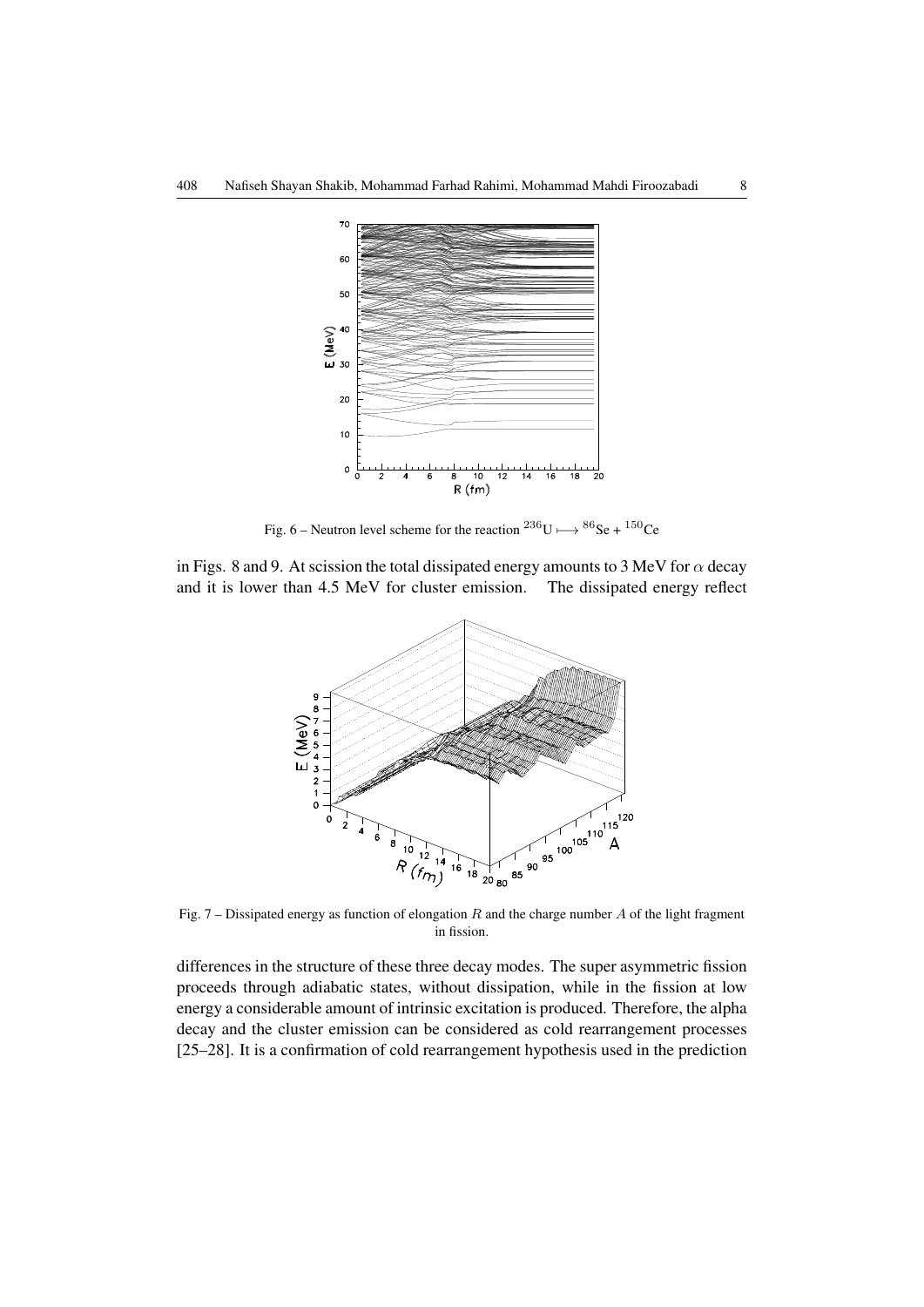Fig. 6 – Neutron level scheme for the reaction $^{236}U \longmapsto {}^{86}Se + {}^{150}Ce$

in Figs. 8 and 9. At scission the total dissipated energy amounts to 3 MeV for $\alpha$ decay and it is lower than 4.5 MeV for cluster emission. The dissipated energy reflect

Fig. 7 – Dissipated energy as function of elongation $R$ and the charge number $A$ of the light fragment in fission.

differences in the structure of these three decay modes. The super asymmetric fission proceeds through adiabatic states, without dissipation, while in the fission at low energy a considerable amount of intrinsic excitation is produced. Therefore, the alpha decay and the cluster emission can be considered as cold rearrangement processes [25–28]. It is a confirmation of cold rearrangement hypothesis used in the prediction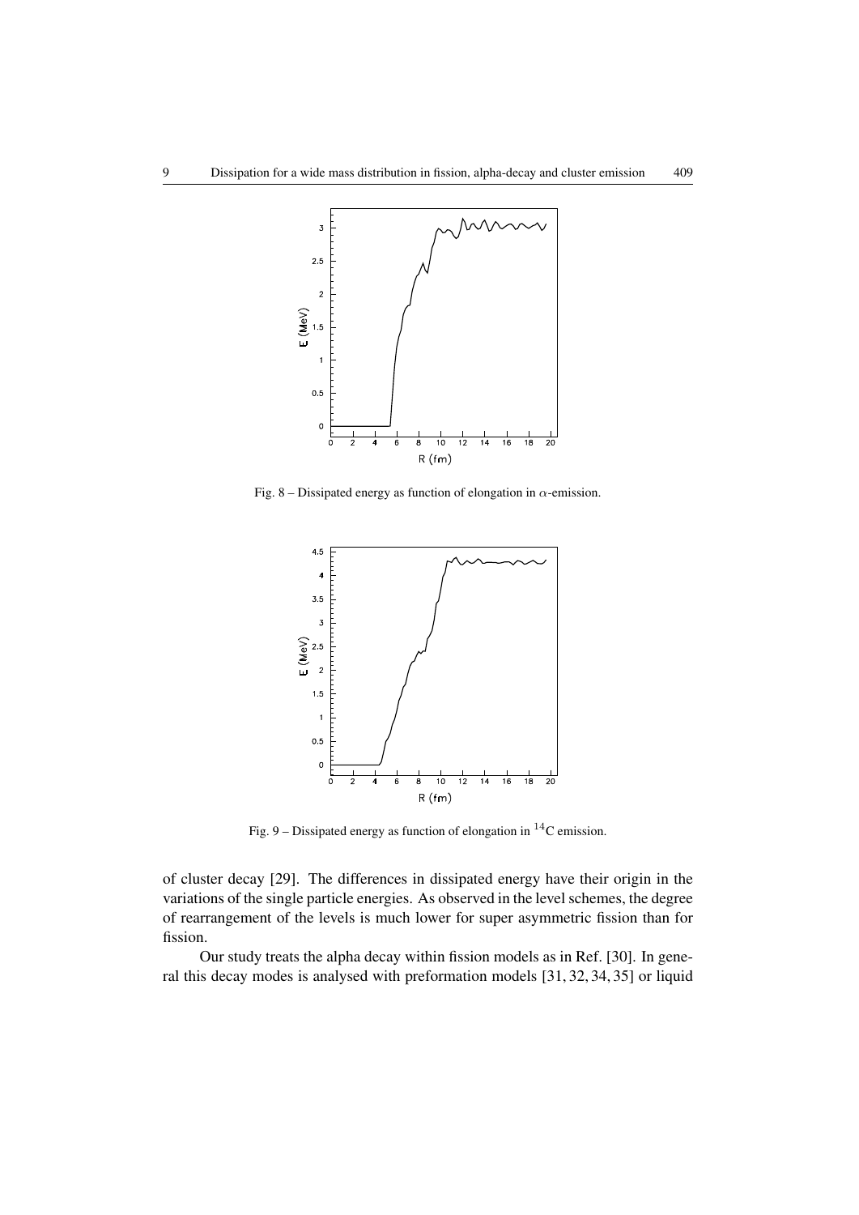Fig. 8 – Dissipated energy as function of elongation in $\alpha$-emission.

Fig. 9 – Dissipated energy as function of elongation in $^{14}$C emission.

of cluster decay [29]. The differences in dissipated energy have their origin in the variations of the single particle energies. As observed in the level schemes, the degree of rearrangement of the levels is much lower for super asymmetric fission than for fission.

Our study treats the alpha decay within fission models as in Ref. [30]. In general this decay modes is analysed with preformation models [31, 32, 34, 35] or liquid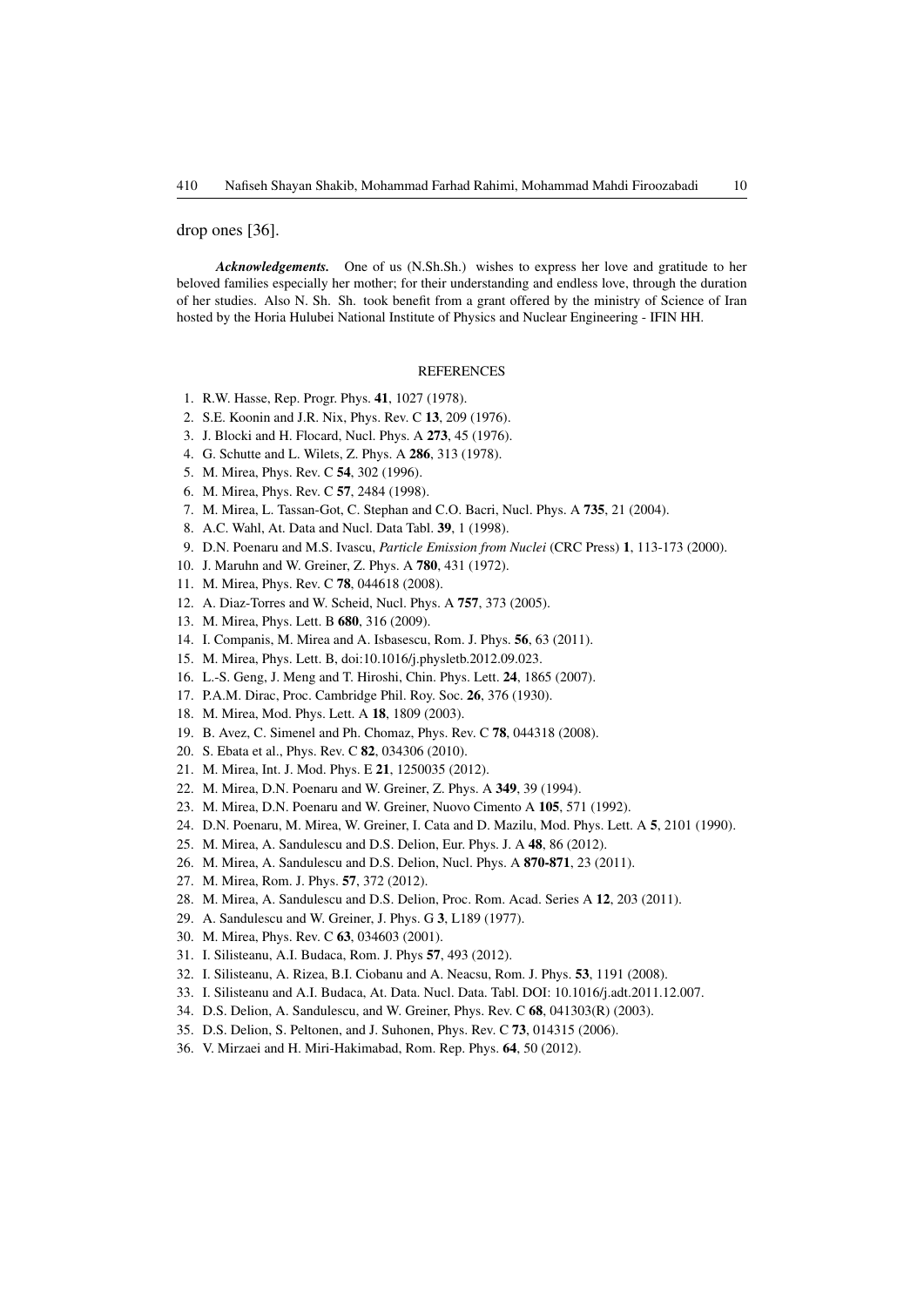drop ones [36].

***Acknowledgements.*** One of us (N.Sh.Sh.) wishes to express her love and gratitude to her beloved families especially her mother; for their understanding and endless love, through the duration of her studies. Also N. Sh. Sh. took benefit from a grant offered by the ministry of Science of Iran hosted by the Horia Hulubei National Institute of Physics and Nuclear Engineering - IFIN HH.

## REFERENCES

1. R.W. Hasse, Rep. Progr. Phys. **41**, 1027 (1978).
2. S.E. Koonin and J.R. Nix, Phys. Rev. C **13**, 209 (1976).
3. J. Blocki and H. Flocard, Nucl. Phys. A **273**, 45 (1976).
4. G. Schutte and L. Wilets, Z. Phys. A **286**, 313 (1978).
5. M. Mirea, Phys. Rev. C **54**, 302 (1996).
6. M. Mirea, Phys. Rev. C **57**, 2484 (1998).
7. M. Mirea, L. Tassan-Got, C. Stephan and C.O. Bacri, Nucl. Phys. A **735**, 21 (2004).
8. A.C. Wahl, At. Data and Nucl. Data Tabl. **39**, 1 (1998).
9. D.N. Poenaru and M.S. Ivascu, *Particle Emission from Nuclei* (CRC Press) **1**, 113-173 (2000).
10. J. Maruhn and W. Greiner, Z. Phys. A **780**, 431 (1972).
11. M. Mirea, Phys. Rev. C **78**, 044618 (2008).
12. A. Diaz-Torres and W. Scheid, Nucl. Phys. A **757**, 373 (2005).
13. M. Mirea, Phys. Lett. B **680**, 316 (2009).
14. I. Companis, M. Mirea and A. Isbasescu, Rom. J. Phys. **56**, 63 (2011).
15. M. Mirea, Phys. Lett. B, doi:10.1016/j.physletb.2012.09.023.
16. L.-S. Geng, J. Meng and T. Hiroshi, Chin. Phys. Lett. **24**, 1865 (2007).
17. P.A.M. Dirac, Proc. Cambridge Phil. Roy. Soc. **26**, 376 (1930).
18. M. Mirea, Mod. Phys. Lett. A **18**, 1809 (2003).
19. B. Avez, C. Simenel and Ph. Chomaz, Phys. Rev. C **78**, 044318 (2008).
20. S. Ebata et al., Phys. Rev. C **82**, 034306 (2010).
21. M. Mirea, Int. J. Mod. Phys. E **21**, 1250035 (2012).
22. M. Mirea, D.N. Poenaru and W. Greiner, Z. Phys. A **349**, 39 (1994).
23. M. Mirea, D.N. Poenaru and W. Greiner, Nuovo Cimento A **105**, 571 (1992).
24. D.N. Poenaru, M. Mirea, W. Greiner, I. Cata and D. Mazilu, Mod. Phys. Lett. A **5**, 2101 (1990).
25. M. Mirea, A. Sandulescu and D.S. Delion, Eur. Phys. J. A **48**, 86 (2012).
26. M. Mirea, A. Sandulescu and D.S. Delion, Nucl. Phys. A **870-871**, 23 (2011).
27. M. Mirea, Rom. J. Phys. **57**, 372 (2012).
28. M. Mirea, A. Sandulescu and D.S. Delion, Proc. Rom. Acad. Series A **12**, 203 (2011).
29. A. Sandulescu and W. Greiner, J. Phys. G **3**, L189 (1977).
30. M. Mirea, Phys. Rev. C **63**, 034603 (2001).
31. I. Silisteanu, A.I. Budaca, Rom. J. Phys **57**, 493 (2012).
32. I. Silisteanu, A. Rizea, B.I. Ciobanu and A. Neacsu, Rom. J. Phys. **53**, 1191 (2008).
33. I. Silisteanu and A.I. Budaca, At. Data. Nucl. Data. Tabl. DOI: 10.1016/j.adt.2011.12.007.
34. D.S. Delion, A. Sandulescu, and W. Greiner, Phys. Rev. C **68**, 041303(R) (2003).
35. D.S. Delion, S. Peltonen, and J. Suhonen, Phys. Rev. C **73**, 014315 (2006).
36. V. Mirzaei and H. Miri-Hakimabad, Rom. Rep. Phys. **64**, 50 (2012).